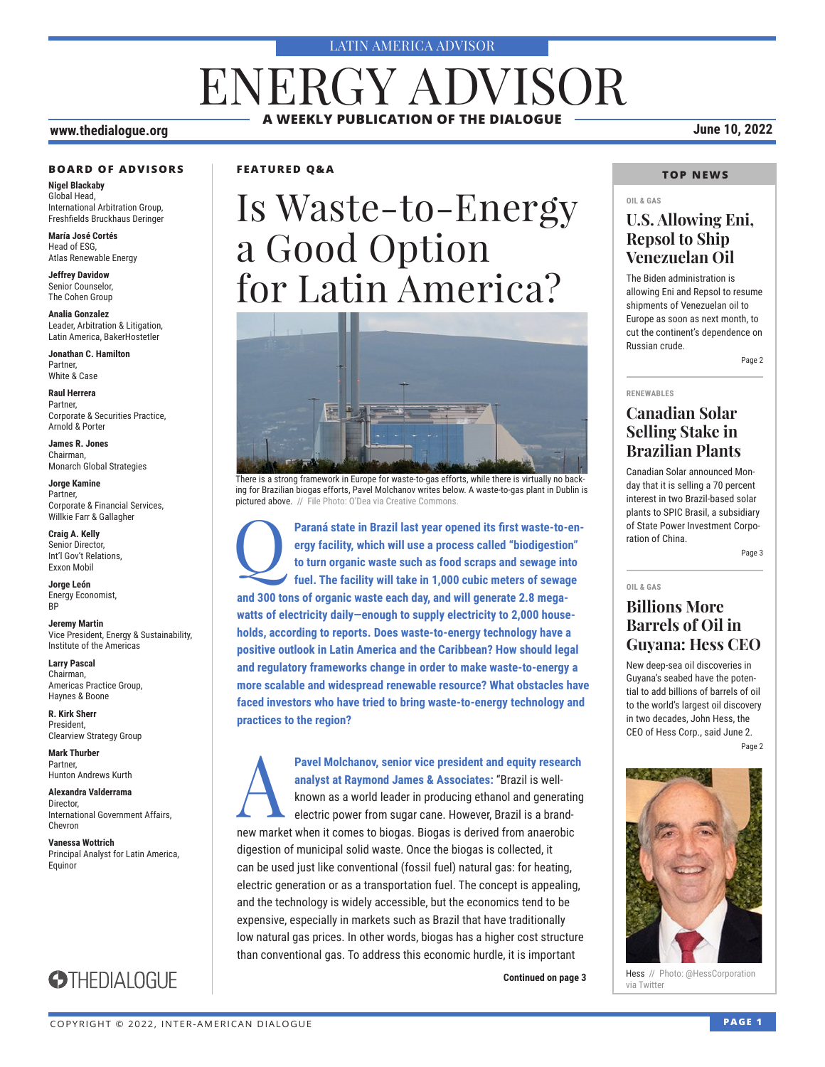LATIN AMERICA ADVISOR

# ENERGY ADVISOR

**A WEEKLY PUBLICATION OF THE DIALOGUE**

www.thedialogue.org

**June 10, 2022**

### BOARD OF ADVISORS

**Nigel Blackaby**
Global Head,
International Arbitration Group,
Freshfields Bruckhaus Deringer

**María José Cortés**
Head of ESG,
Atlas Renewable Energy

**Jeffrey Davidow**
Senior Counselor,
The Cohen Group

**Analia Gonzalez**
Leader, Arbitration & Litigation,
Latin America, BakerHostetler

**Jonathan C. Hamilton**
Partner,
White & Case

**Raul Herrera**
Partner,
Corporate & Securities Practice,
Arnold & Porter

**James R. Jones**
Chairman,
Monarch Global Strategies

**Jorge Kamine**
Partner,
Corporate & Financial Services,
Willkie Farr & Gallagher

**Craig A. Kelly**
Senior Director,
Int'l Gov't Relations,
Exxon Mobil

**Jorge León**
Energy Economist,
BP

**Jeremy Martin**
Vice President, Energy & Sustainability,
Institute of the Americas

**Larry Pascal**
Chairman,
Americas Practice Group,
Haynes & Boone

**R. Kirk Sherr**
President,
Clearview Strategy Group

**Mark Thurber**
Partner,
Hunton Andrews Kurth

**Alexandra Valderrama**
Director,
International Government Affairs,
Chevron

**Vanessa Wottrich**
Principal Analyst for Latin America,
Equinor

THEDIALOGUE

### FEATURED Q&A

# Is Waste-to-Energy a Good Option for Latin America?

There is a strong framework in Europe for waste-to-gas efforts, while there is virtually no backing for Brazilian biogas efforts, Pavel Molchanov writes below. A waste-to-gas plant in Dublin is pictured above. // File Photo: O'Dea via Creative Commons.

**Q: Paraná state in Brazil last year opened its first waste-to-energy facility, which will use a process called "biodigestion" to turn organic waste such as food scraps and sewage into fuel. The facility will take in 1,000 cubic meters of sewage and 300 tons of organic waste each day, and will generate 2.8 megawatts of electricity daily—enough to supply electricity to 2,000 households, according to reports. Does waste-to-energy technology have a positive outlook in Latin America and the Caribbean? How should legal and regulatory frameworks change in order to make waste-to-energy a more scalable and widespread renewable resource? What obstacles have faced investors who have tried to bring waste-to-energy technology and practices to the region?**

**A: Pavel Molchanov, senior vice president and equity research analyst at Raymond James & Associates:** "Brazil is well-known as a world leader in producing ethanol and generating electric power from sugar cane. However, Brazil is a brand-new market when it comes to biogas. Biogas is derived from anaerobic digestion of municipal solid waste. Once the biogas is collected, it can be used just like conventional (fossil fuel) natural gas: for heating, electric generation or as a transportation fuel. The concept is appealing, and the technology is widely accessible, but the economics tend to be expensive, especially in markets such as Brazil that have traditionally low natural gas prices. In other words, biogas has a higher cost structure than conventional gas. To address this economic hurdle, it is important

**Continued on page 3**

### TOP NEWS

OIL & GAS

## U.S. Allowing Eni, Repsol to Ship Venezuelan Oil

The Biden administration is allowing Eni and Repsol to resume shipments of Venezuelan oil to Europe as soon as next month, to cut the continent's dependence on Russian crude.

Page 2

RENEWABLES

## Canadian Solar Selling Stake in Brazilian Plants

Canadian Solar announced Monday that it is selling a 70 percent interest in two Brazil-based solar plants to SPIC Brasil, a subsidiary of State Power Investment Corporation of China.

Page 3

OIL & GAS

## Billions More Barrels of Oil in Guyana: Hess CEO

New deep-sea oil discoveries in Guyana's seabed have the potential to add billions of barrels of oil to the world's largest oil discovery in two decades, John Hess, the CEO of Hess Corp., said June 2.

Page 2

Hess // Photo: @HessCorporation via Twitter

COPYRIGHT © 2022, INTER-AMERICAN DIALOGUE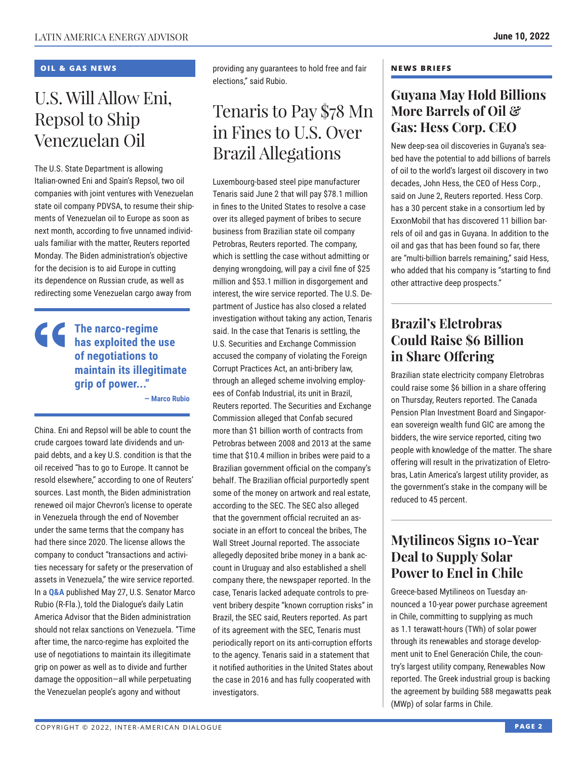## OIL & GAS NEWS

# U.S. Will Allow Eni, Repsol to Ship Venezuelan Oil

The U.S. State Department is allowing Italian-owned Eni and Spain's Repsol, two oil companies with joint ventures with Venezuelan state oil company PDVSA, to resume their shipments of Venezuelan oil to Europe as soon as next month, according to five unnamed individuals familiar with the matter, Reuters reported Monday. The Biden administration's objective for the decision is to aid Europe in cutting its dependence on Russian crude, as well as redirecting some Venezuelan cargo away from China. Eni and Repsol will be able to count the crude cargoes toward late dividends and unpaid debts, and a key U.S. condition is that the oil received "has to go to Europe. It cannot be resold elsewhere," according to one of Reuters' sources. Last month, the Biden administration renewed oil major Chevron's license to operate in Venezuela through the end of November under the same terms that the company has had there since 2020. The license allows the company to conduct "transactions and activities necessary for safety or the preservation of assets in Venezuela," the wire service reported. In a **Q&A** published May 27, U.S. Senator Marco Rubio (R-Fla.), told the Dialogue's daily Latin America Advisor that the Biden administration should not relax sanctions on Venezuela. "Time after time, the narco-regime has exploited the use of negotiations to maintain its illegitimate grip on power as well as to divide and further damage the opposition—all while perpetuating the Venezuelan people's agony and without providing any guarantees to hold free and fair elections," said Rubio.

> **The narco-regime has exploited the use of negotiations to maintain its illegitimate grip of power..."**
>
> **— Marco Rubio**

# Tenaris to Pay $78 Mn in Fines to U.S. Over Brazil Allegations

Luxembourg-based steel pipe manufacturer Tenaris said June 2 that will pay $78.1 million in fines to the United States to resolve a case over its alleged payment of bribes to secure business from Brazilian state oil company Petrobras, Reuters reported. The company, which is settling the case without admitting or denying wrongdoing, will pay a civil fine of $25 million and $53.1 million in disgorgement and interest, the wire service reported. The U.S. Department of Justice has also closed a related investigation without taking any action, Tenaris said. In the case that Tenaris is settling, the U.S. Securities and Exchange Commission accused the company of violating the Foreign Corrupt Practices Act, an anti-bribery law, through an alleged scheme involving employees of Confab Industrial, its unit in Brazil, Reuters reported. The Securities and Exchange Commission alleged that Confab secured more than $1 billion worth of contracts from Petrobras between 2008 and 2013 at the same time that $10.4 million in bribes were paid to a Brazilian government official on the company's behalf. The Brazilian official purportedly spent some of the money on artwork and real estate, according to the SEC. The SEC also alleged that the government official recruited an associate in an effort to conceal the bribes, The Wall Street Journal reported. The associate allegedly deposited bribe money in a bank account in Uruguay and also established a shell company there, the newspaper reported. In the case, Tenaris lacked adequate controls to prevent bribery despite "known corruption risks" in Brazil, the SEC said, Reuters reported. As part of its agreement with the SEC, Tenaris must periodically report on its anti-corruption efforts to the agency. Tenaris said in a statement that it notified authorities in the United States about the case in 2016 and has fully cooperated with investigators.

## NEWS BRIEFS

### Guyana May Hold Billions More Barrels of Oil & Gas: Hess Corp. CEO

New deep-sea oil discoveries in Guyana's seabed have the potential to add billions of barrels of oil to the world's largest oil discovery in two decades, John Hess, the CEO of Hess Corp., said on June 2, Reuters reported. Hess Corp. has a 30 percent stake in a consortium led by ExxonMobil that has discovered 11 billion barrels of oil and gas in Guyana. In addition to the oil and gas that has been found so far, there are "multi-billion barrels remaining," said Hess, who added that his company is "starting to find other attractive deep prospects."

### Brazil's Eletrobras Could Raise $6 Billion in Share Offering

Brazilian state electricity company Eletrobras could raise some $6 billion in a share offering on Thursday, Reuters reported. The Canada Pension Plan Investment Board and Singaporean sovereign wealth fund GIC are among the bidders, the wire service reported, citing two people with knowledge of the matter. The share offering will result in the privatization of Eletrobras, Latin America's largest utility provider, as the government's stake in the company will be reduced to 45 percent.

### Mytilineos Signs 10-Year Deal to Supply Solar Power to Enel in Chile

Greece-based Mytilineos on Tuesday announced a 10-year power purchase agreement in Chile, committing to supplying as much as 1.1 terawatt-hours (TWh) of solar power through its renewables and storage development unit to Enel Generación Chile, the country's largest utility company, Renewables Now reported. The Greek industrial group is backing the agreement by building 588 megawatts peak (MWp) of solar farms in Chile.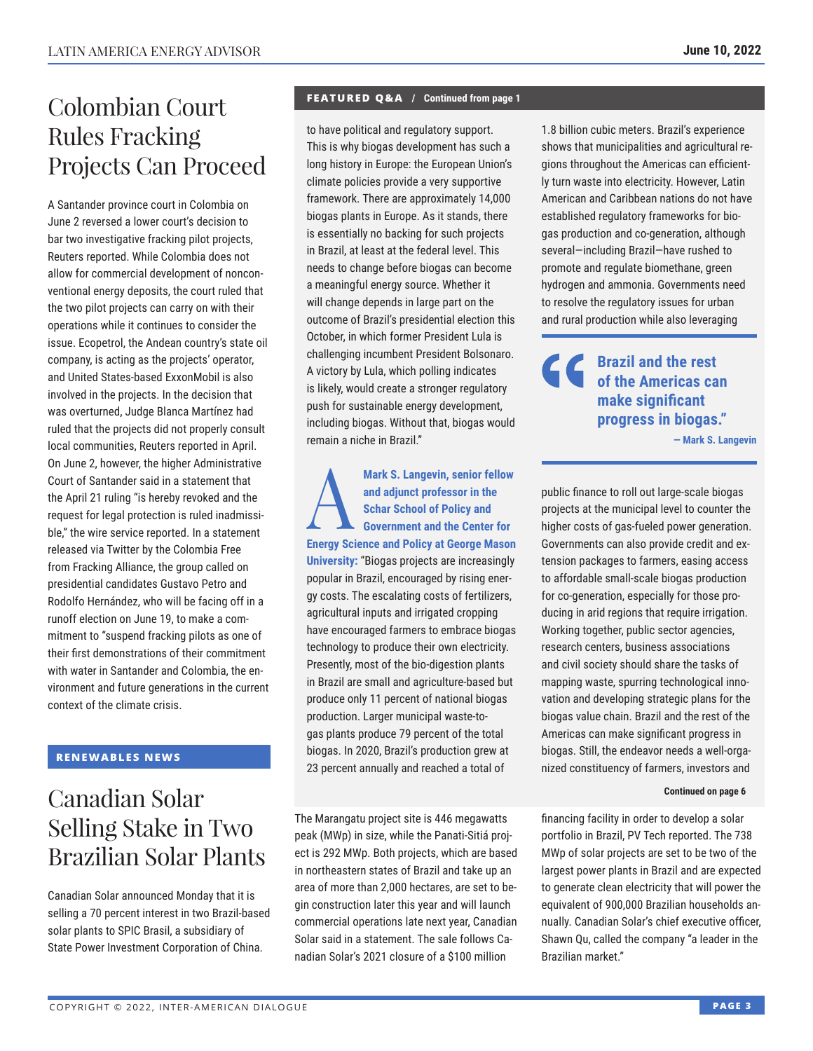# Colombian Court Rules Fracking Projects Can Proceed

A Santander province court in Colombia on June 2 reversed a lower court's decision to bar two investigative fracking pilot projects, Reuters reported. While Colombia does not allow for commercial development of nonconventional energy deposits, the court ruled that the two pilot projects can carry on with their operations while it continues to consider the issue. Ecopetrol, the Andean country's state oil company, is acting as the projects' operator, and United States-based ExxonMobil is also involved in the projects. In the decision that was overturned, Judge Blanca Martínez had ruled that the projects did not properly consult local communities, Reuters reported in April. On June 2, however, the higher Administrative Court of Santander said in a statement that the April 21 ruling "is hereby revoked and the request for legal protection is ruled inadmissible," the wire service reported. In a statement released via Twitter by the Colombia Free from Fracking Alliance, the group called on presidential candidates Gustavo Petro and Rodolfo Hernández, who will be facing off in a runoff election on June 19, to make a commitment to "suspend fracking pilots as one of their first demonstrations of their commitment with water in Santander and Colombia, the environment and future generations in the current context of the climate crisis.

## RENEWABLES NEWS

# Canadian Solar Selling Stake in Two Brazilian Solar Plants

Canadian Solar announced Monday that it is selling a 70 percent interest in two Brazil-based solar plants to SPIC Brasil, a subsidiary of State Power Investment Corporation of China. The Marangatu project site is 446 megawatts peak (MWp) in size, while the Panati-Sitiá project is 292 MWp. Both projects, which are based in northeastern states of Brazil and take up an area of more than 2,000 hectares, are set to begin construction later this year and will launch commercial operations late next year, Canadian Solar said in a statement. The sale follows Canadian Solar's 2021 closure of a $100 million financing facility in order to develop a solar portfolio in Brazil, PV Tech reported. The 738 MWp of solar projects are set to be two of the largest power plants in Brazil and are expected to generate clean electricity that will power the equivalent of 900,000 Brazilian households annually. Canadian Solar's chief executive officer, Shawn Qu, called the company "a leader in the Brazilian market."

## FEATURED Q&A / Continued from page 1

to have political and regulatory support. This is why biogas development has such a long history in Europe: the European Union's climate policies provide a very supportive framework. There are approximately 14,000 biogas plants in Europe. As it stands, there is essentially no backing for such projects in Brazil, at least at the federal level. This needs to change before biogas can become a meaningful energy source. Whether it will change depends in large part on the outcome of Brazil's presidential election this October, in which former President Lula is challenging incumbent President Bolsonaro. A victory by Lula, which polling indicates is likely, would create a stronger regulatory push for sustainable energy development, including biogas. Without that, biogas would remain a niche in Brazil."

**Mark S. Langevin, senior fellow and adjunct professor in the Schar School of Policy and Government and the Center for Energy Science and Policy at George Mason University:** "Biogas projects are increasingly popular in Brazil, encouraged by rising energy costs. The escalating costs of fertilizers, agricultural inputs and irrigated cropping have encouraged farmers to embrace biogas technology to produce their own electricity. Presently, most of the bio-digestion plants in Brazil are small and agriculture-based but produce only 11 percent of national biogas production. Larger municipal waste-to-gas plants produce 79 percent of the total biogas. In 2020, Brazil's production grew at 23 percent annually and reached a total of 1.8 billion cubic meters. Brazil's experience shows that municipalities and agricultural regions throughout the Americas can efficiently turn waste into electricity. However, Latin American and Caribbean nations do not have established regulatory frameworks for biogas production and co-generation, although several—including Brazil—have rushed to promote and regulate biomethane, green hydrogen and ammonia. Governments need to resolve the regulatory issues for urban and rural production while also leveraging public finance to roll out large-scale biogas projects at the municipal level to counter the higher costs of gas-fueled power generation. Governments can also provide credit and extension packages to farmers, easing access to affordable small-scale biogas production for co-generation, especially for those producing in arid regions that require irrigation. Working together, public sector agencies, research centers, business associations and civil society should share the tasks of mapping waste, spurring technological innovation and developing strategic plans for the biogas value chain. Brazil and the rest of the Americas can make significant progress in biogas. Still, the endeavor needs a well-organized constituency of farmers, investors and

> **"Brazil and the rest of the Americas can make significant progress in biogas."**
> — Mark S. Langevin

Continued on page 6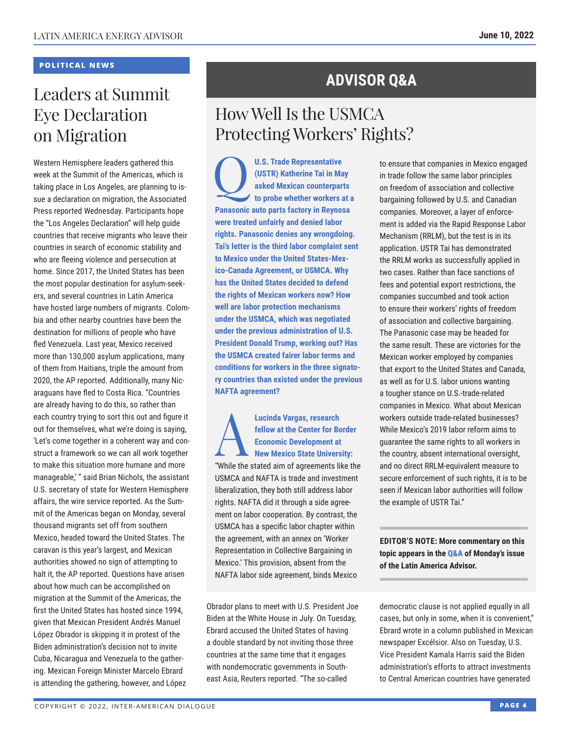POLITICAL NEWS

# Leaders at Summit Eye Declaration on Migration

Western Hemisphere leaders gathered this week at the Summit of the Americas, which is taking place in Los Angeles, are planning to issue a declaration on migration, the Associated Press reported Wednesday. Participants hope the "Los Angeles Declaration" will help guide countries that receive migrants who leave their countries in search of economic stability and who are fleeing violence and persecution at home. Since 2017, the United States has been the most popular destination for asylum-seekers, and several countries in Latin America have hosted large numbers of migrants. Colombia and other nearby countries have been the destination for millions of people who have fled Venezuela. Last year, Mexico received more than 130,000 asylum applications, many of them from Haitians, triple the amount from 2020, the AP reported. Additionally, many Nicaraguans have fled to Costa Rica. "Countries are already having to do this, so rather than each country trying to sort this out and figure it out for themselves, what we're doing is saying, 'Let's come together in a coherent way and construct a framework so we can all work together to make this situation more humane and more manageable,' " said Brian Nichols, the assistant U.S. secretary of state for Western Hemisphere affairs, the wire service reported. As the Summit of the Americas began on Monday, several thousand migrants set off from southern Mexico, headed toward the United States. The caravan is this year's largest, and Mexican authorities showed no sign of attempting to halt it, the AP reported. Questions have arisen about how much can be accomplished on migration at the Summit of the Americas, the first the United States has hosted since 1994, given that Mexican President Andrés Manuel López Obrador is skipping it in protest of the Biden administration's decision not to invite Cuba, Nicaragua and Venezuela to the gathering. Mexican Foreign Minister Marcelo Ebrard is attending the gathering, however, and López Obrador plans to meet with U.S. President Joe Biden at the White House in July. On Tuesday, Ebrard accused the United States of having a double standard by not inviting those three countries at the same time that it engages with nondemocratic governments in Southeast Asia, Reuters reported. "The so-called democratic clause is not applied equally in all cases, but only in some, when it is convenient," Ebrard wrote in a column published in Mexican newspaper Excélsior. Also on Tuesday, U.S. Vice President Kamala Harris said the Biden administration's efforts to attract investments to Central American countries have generated

## ADVISOR Q&A

# How Well Is the USMCA Protecting Workers' Rights?

**Q U.S. Trade Representative (USTR) Katherine Tai in May asked Mexican counterparts to probe whether workers at a Panasonic auto parts factory in Reynosa were treated unfairly and denied labor rights. Panasonic denies any wrongdoing. Tai's letter is the third labor complaint sent to Mexico under the United States-Mexico-Canada Agreement, or USMCA. Why has the United States decided to defend the rights of Mexican workers now? How well are labor protection mechanisms under the USMCA, which was negotiated under the previous administration of U.S. President Donald Trump, working out? Has the USMCA created fairer labor terms and conditions for workers in the three signatory countries than existed under the previous NAFTA agreement?**

**A Lucinda Vargas, research fellow at the Center for Border Economic Development at New Mexico State University:** "While the stated aim of agreements like the USMCA and NAFTA is trade and investment liberalization, they both still address labor rights. NAFTA did it through a side agreement on labor cooperation. By contrast, the USMCA has a specific labor chapter within the agreement, with an annex on 'Worker Representation in Collective Bargaining in Mexico.' This provision, absent from the NAFTA labor side agreement, binds Mexico to ensure that companies in Mexico engaged in trade follow the same labor principles on freedom of association and collective bargaining followed by U.S. and Canadian companies. Moreover, a layer of enforcement is added via the Rapid Response Labor Mechanism (RRLM), but the test is in its application. USTR Tai has demonstrated the RRLM works as successfully applied in two cases. Rather than face sanctions of fees and potential export restrictions, the companies succumbed and took action to ensure their workers' rights of freedom of association and collective bargaining. The Panasonic case may be headed for the same result. These are victories for the Mexican worker employed by companies that export to the United States and Canada, as well as for U.S. labor unions wanting a tougher stance on U.S.-trade-related companies in Mexico. What about Mexican workers outside trade-related businesses? While Mexico's 2019 labor reform aims to guarantee the same rights to all workers in the country, absent international oversight, and no direct RRLM-equivalent measure to secure enforcement of such rights, it is to be seen if Mexican labor authorities will follow the example of USTR Tai."

**EDITOR'S NOTE: More commentary on this topic appears in the Q&A of Monday's issue of the Latin America Advisor.**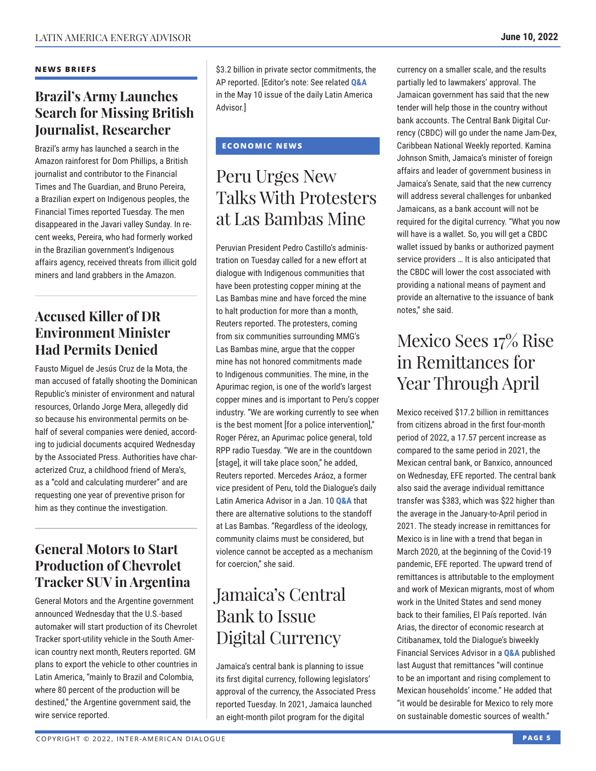## NEWS BRIEFS

### Brazil's Army Launches Search for Missing British Journalist, Researcher

Brazil's army has launched a search in the Amazon rainforest for Dom Phillips, a British journalist and contributor to the Financial Times and The Guardian, and Bruno Pereira, a Brazilian expert on Indigenous peoples, the Financial Times reported Tuesday. The men disappeared in the Javari valley Sunday. In recent weeks, Pereira, who had formerly worked in the Brazilian government's Indigenous affairs agency, received threats from illicit gold miners and land grabbers in the Amazon.

### Accused Killer of DR Environment Minister Had Permits Denied

Fausto Miguel de Jesús Cruz de la Mota, the man accused of fatally shooting the Dominican Republic's minister of environment and natural resources, Orlando Jorge Mera, allegedly did so because his environmental permits on behalf of several companies were denied, according to judicial documents acquired Wednesday by the Associated Press. Authorities have characterized Cruz, a childhood friend of Mera's, as a "cold and calculating murderer" and are requesting one year of preventive prison for him as they continue the investigation.

### General Motors to Start Production of Chevrolet Tracker SUV in Argentina

General Motors and the Argentine government announced Wednesday that the U.S.-based automaker will start production of its Chevrolet Tracker sport-utility vehicle in the South American country next month, Reuters reported. GM plans to export the vehicle to other countries in Latin America, "mainly to Brazil and Colombia, where 80 percent of the production will be destined," the Argentine government said, the wire service reported.

$3.2 billion in private sector commitments, the AP reported. [Editor's note: See related **Q&A** in the May 10 issue of the daily Latin America Advisor.]

## ECONOMIC NEWS

### Peru Urges New Talks With Protesters at Las Bambas Mine

Peruvian President Pedro Castillo's administration on Tuesday called for a new effort at dialogue with Indigenous communities that have been protesting copper mining at the Las Bambas mine and have forced the mine to halt production for more than a month, Reuters reported. The protesters, coming from six communities surrounding MMG's Las Bambas mine, argue that the copper mine has not honored commitments made to Indigenous communities. The mine, in the Apurimac region, is one of the world's largest copper mines and is important to Peru's copper industry. "We are working currently to see when is the best moment [for a police intervention]," Roger Pérez, an Apurimac police general, told RPP radio Tuesday. "We are in the countdown [stage], it will take place soon," he added, Reuters reported. Mercedes Aráoz, a former vice president of Peru, told the Dialogue's daily Latin America Advisor in a Jan. 10 **Q&A** that there are alternative solutions to the standoff at Las Bambas. "Regardless of the ideology, community claims must be considered, but violence cannot be accepted as a mechanism for coercion," she said.

### Jamaica's Central Bank to Issue Digital Currency

Jamaica's central bank is planning to issue its first digital currency, following legislators' approval of the currency, the Associated Press reported Tuesday. In 2021, Jamaica launched an eight-month pilot program for the digital currency on a smaller scale, and the results partially led to lawmakers' approval. The Jamaican government has said that the new tender will help those in the country without bank accounts. The Central Bank Digital Currency (CBDC) will go under the name Jam-Dex, Caribbean National Weekly reported. Kamina Johnson Smith, Jamaica's minister of foreign affairs and leader of government business in Jamaica's Senate, said that the new currency will address several challenges for unbanked Jamaicans, as a bank account will not be required for the digital currency. "What you now will have is a wallet. So, you will get a CBDC wallet issued by banks or authorized payment service providers … It is also anticipated that the CBDC will lower the cost associated with providing a national means of payment and provide an alternative to the issuance of bank notes," she said.

### Mexico Sees 17% Rise in Remittances for Year Through April

Mexico received $17.2 billion in remittances from citizens abroad in the first four-month period of 2022, a 17.57 percent increase as compared to the same period in 2021, the Mexican central bank, or Banxico, announced on Wednesday, EFE reported. The central bank also said the average individual remittance transfer was $383, which was $22 higher than the average in the January-to-April period in 2021. The steady increase in remittances for Mexico is in line with a trend that began in March 2020, at the beginning of the Covid-19 pandemic, EFE reported. The upward trend of remittances is attributable to the employment and work of Mexican migrants, most of whom work in the United States and send money back to their families, El País reported. Iván Arias, the director of economic research at Citibanamex, told the Dialogue's biweekly Financial Services Advisor in a **Q&A** published last August that remittances "will continue to be an important and rising complement to Mexican households' income." He added that "it would be desirable for Mexico to rely more on sustainable domestic sources of wealth."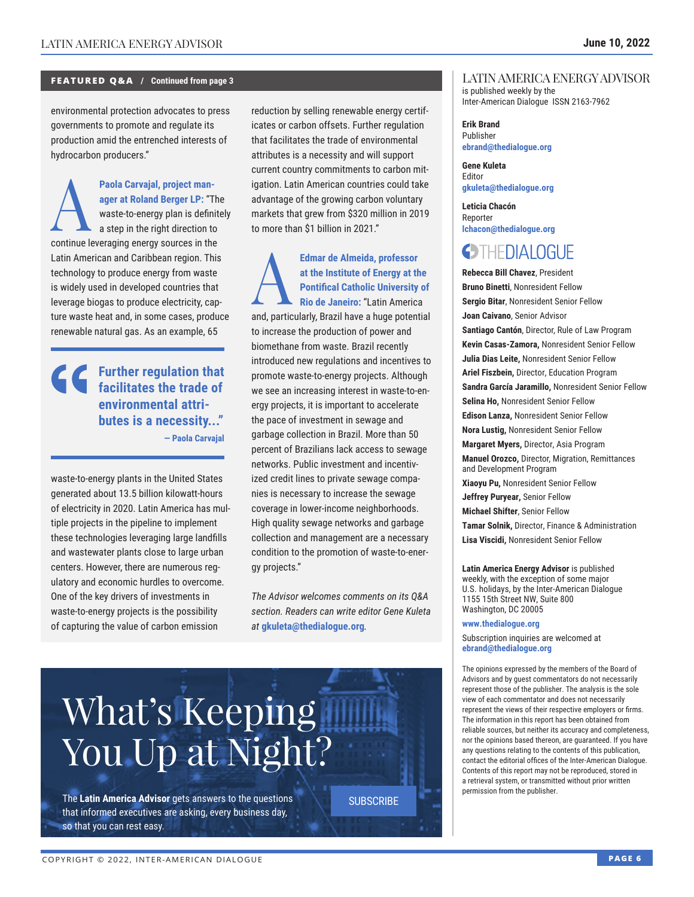**FEATURED Q&A / Continued from page 3**

environmental protection advocates to press governments to promote and regulate its production amid the entrenched interests of hydrocarbon producers."

**A** **Paola Carvajal, project manager at Roland Berger LP:** "The waste-to-energy plan is definitely a step in the right direction to continue leveraging energy sources in the Latin American and Caribbean region. This technology to produce energy from waste is widely used in developed countries that leverage biogas to produce electricity, capture waste heat and, in some cases, produce renewable natural gas. As an example, 65 waste-to-energy plants in the United States generated about 13.5 billion kilowatt-hours of electricity in 2020. Latin America has multiple projects in the pipeline to implement these technologies leveraging large landfills and wastewater plants close to large urban centers. However, there are numerous regulatory and economic hurdles to overcome. One of the key drivers of investments in waste-to-energy projects is the possibility of capturing the value of carbon emission reduction by selling renewable energy certificates or carbon offsets. Further regulation that facilitates the trade of environmental attributes is a necessity and will support current country commitments to carbon mitigation. Latin American countries could take advantage of the growing carbon voluntary markets that grew from $320 million in 2019 to more than $1 billion in 2021."

> **"Further regulation that facilitates the trade of environmental attributes is a necessity..."**
> — Paola Carvajal

**A** **Edmar de Almeida, professor at the Institute of Energy at the Pontifical Catholic University of Rio de Janeiro:** "Latin America and, particularly, Brazil have a huge potential to increase the production of power and biomethane from waste. Brazil recently introduced new regulations and incentives to promote waste-to-energy projects. Although we see an increasing interest in waste-to-energy projects, it is important to accelerate the pace of investment in sewage and garbage collection in Brazil. More than 50 percent of Brazilians lack access to sewage networks. Public investment and incentivized credit lines to private sewage companies is necessary to increase the sewage coverage in lower-income neighborhoods. High quality sewage networks and garbage collection and management are a necessary condition to the promotion of waste-to-energy projects."

*The Advisor welcomes comments on its Q&A section. Readers can write editor Gene Kuleta at* **gkuleta@thedialogue.org**.

# What's Keeping You Up at Night?

The **Latin America Advisor** gets answers to the questions that informed executives are asking, every business day, so that you can rest easy.

SUBSCRIBE

---

LATIN AMERICA ENERGY ADVISOR
is published weekly by the Inter-American Dialogue ISSN 2163-7962

**Erik Brand**
Publisher
**ebrand@thedialogue.org**

**Gene Kuleta**
Editor
**gkuleta@thedialogue.org**

**Leticia Chacón**
Reporter
**lchacon@thedialogue.org**

THEDIALOGUE

**Rebecca Bill Chavez**, President
**Bruno Binetti**, Nonresident Fellow
**Sergio Bitar**, Nonresident Senior Fellow
**Joan Caivano**, Senior Advisor
**Santiago Cantón**, Director, Rule of Law Program
**Kevin Casas-Zamora,** Nonresident Senior Fellow
**Julia Dias Leite,** Nonresident Senior Fellow
**Ariel Fiszbein,** Director, Education Program
**Sandra García Jaramillo,** Nonresident Senior Fellow
**Selina Ho,** Nonresident Senior Fellow
**Edison Lanza,** Nonresident Senior Fellow
**Nora Lustig,** Nonresident Senior Fellow
**Margaret Myers,** Director, Asia Program
**Manuel Orozco,** Director, Migration, Remittances and Development Program
**Xiaoyu Pu,** Nonresident Senior Fellow
**Jeffrey Puryear,** Senior Fellow
**Michael Shifter,** Senior Fellow
**Tamar Solnik,** Director, Finance & Administration
**Lisa Viscidi,** Nonresident Senior Fellow

**Latin America Energy Advisor** is published weekly, with the exception of some major U.S. holidays, by the Inter-American Dialogue
1155 15th Street NW, Suite 800
Washington, DC 20005

**www.thedialogue.org**

Subscription inquiries are welcomed at
**ebrand@thedialogue.org**

The opinions expressed by the members of the Board of Advisors and by guest commentators do not necessarily represent those of the publisher. The analysis is the sole view of each commentator and does not necessarily represent the views of their respective employers or firms. The information in this report has been obtained from reliable sources, but neither its accuracy and completeness, nor the opinions based thereon, are guaranteed. If you have any questions relating to the contents of this publication, contact the editorial offices of the Inter-American Dialogue. Contents of this report may not be reproduced, stored in a retrieval system, or transmitted without prior written permission from the publisher.